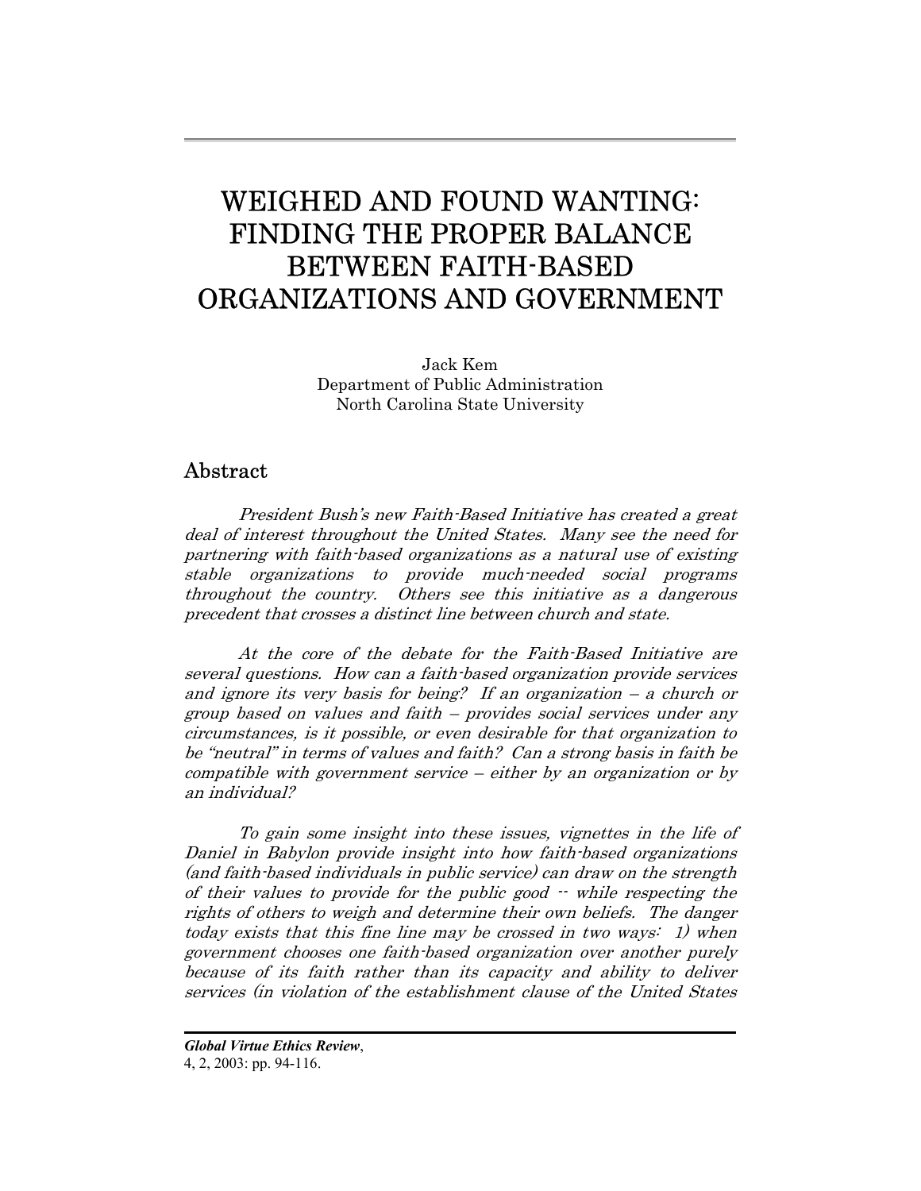# WEIGHED AND FOUND WANTING: FINDING THE PROPER BALANCE BETWEEN FAITH-BASED ORGANIZATIONS AND GOVERNMENT

Jack Kem
Department of Public Administration
North Carolina State University

## Abstract

*President Bush's new Faith-Based Initiative has created a great deal of interest throughout the United States. Many see the need for partnering with faith-based organizations as a natural use of existing stable organizations to provide much-needed social programs throughout the country. Others see this initiative as a dangerous precedent that crosses a distinct line between church and state.*

*At the core of the debate for the Faith-Based Initiative are several questions. How can a faith-based organization provide services and ignore its very basis for being? If an organization – a church or group based on values and faith – provides social services under any circumstances, is it possible, or even desirable for that organization to be "neutral" in terms of values and faith? Can a strong basis in faith be compatible with government service – either by an organization or by an individual?*

*To gain some insight into these issues, vignettes in the life of Daniel in Babylon provide insight into how faith-based organizations (and faith-based individuals in public service) can draw on the strength of their values to provide for the public good -- while respecting the rights of others to weigh and determine their own beliefs. The danger today exists that this fine line may be crossed in two ways: 1) when government chooses one faith-based organization over another purely because of its faith rather than its capacity and ability to deliver services (in violation of the establishment clause of the United States*

***Global Virtue Ethics Review***,
4, 2, 2003: pp. 94-116.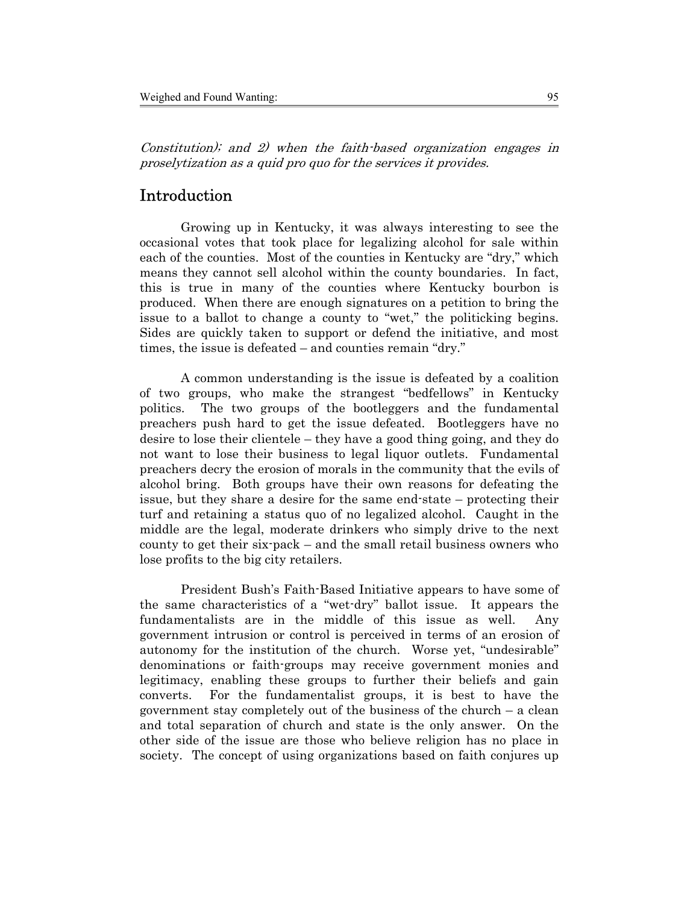*Constitution); and 2) when the faith-based organization engages in proselytization as a quid pro quo for the services it provides.*

## Introduction

Growing up in Kentucky, it was always interesting to see the occasional votes that took place for legalizing alcohol for sale within each of the counties. Most of the counties in Kentucky are "dry," which means they cannot sell alcohol within the county boundaries. In fact, this is true in many of the counties where Kentucky bourbon is produced. When there are enough signatures on a petition to bring the issue to a ballot to change a county to "wet," the politicking begins. Sides are quickly taken to support or defend the initiative, and most times, the issue is defeated – and counties remain "dry."

A common understanding is the issue is defeated by a coalition of two groups, who make the strangest "bedfellows" in Kentucky politics. The two groups of the bootleggers and the fundamental preachers push hard to get the issue defeated. Bootleggers have no desire to lose their clientele – they have a good thing going, and they do not want to lose their business to legal liquor outlets. Fundamental preachers decry the erosion of morals in the community that the evils of alcohol bring. Both groups have their own reasons for defeating the issue, but they share a desire for the same end-state – protecting their turf and retaining a status quo of no legalized alcohol. Caught in the middle are the legal, moderate drinkers who simply drive to the next county to get their six-pack – and the small retail business owners who lose profits to the big city retailers.

President Bush's Faith-Based Initiative appears to have some of the same characteristics of a "wet-dry" ballot issue. It appears the fundamentalists are in the middle of this issue as well. Any government intrusion or control is perceived in terms of an erosion of autonomy for the institution of the church. Worse yet, "undesirable" denominations or faith-groups may receive government monies and legitimacy, enabling these groups to further their beliefs and gain converts. For the fundamentalist groups, it is best to have the government stay completely out of the business of the church – a clean and total separation of church and state is the only answer. On the other side of the issue are those who believe religion has no place in society. The concept of using organizations based on faith conjures up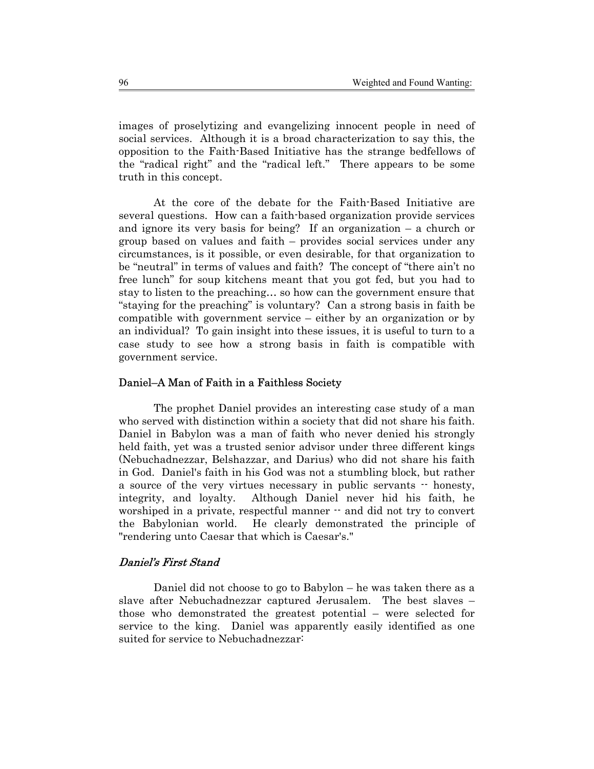images of proselytizing and evangelizing innocent people in need of social services. Although it is a broad characterization to say this, the opposition to the Faith-Based Initiative has the strange bedfellows of the "radical right" and the "radical left." There appears to be some truth in this concept.

At the core of the debate for the Faith-Based Initiative are several questions. How can a faith-based organization provide services and ignore its very basis for being? If an organization – a church or group based on values and faith – provides social services under any circumstances, is it possible, or even desirable, for that organization to be "neutral" in terms of values and faith? The concept of "there ain't no free lunch" for soup kitchens meant that you got fed, but you had to stay to listen to the preaching… so how can the government ensure that "staying for the preaching" is voluntary? Can a strong basis in faith be compatible with government service – either by an organization or by an individual? To gain insight into these issues, it is useful to turn to a case study to see how a strong basis in faith is compatible with government service.

### Daniel–A Man of Faith in a Faithless Society

The prophet Daniel provides an interesting case study of a man who served with distinction within a society that did not share his faith. Daniel in Babylon was a man of faith who never denied his strongly held faith, yet was a trusted senior advisor under three different kings (Nebuchadnezzar, Belshazzar, and Darius) who did not share his faith in God. Daniel's faith in his God was not a stumbling block, but rather a source of the very virtues necessary in public servants -- honesty, integrity, and loyalty. Although Daniel never hid his faith, he worshiped in a private, respectful manner -- and did not try to convert the Babylonian world. He clearly demonstrated the principle of "rendering unto Caesar that which is Caesar's."

#### *Daniel's First Stand*

Daniel did not choose to go to Babylon – he was taken there as a slave after Nebuchadnezzar captured Jerusalem. The best slaves – those who demonstrated the greatest potential – were selected for service to the king. Daniel was apparently easily identified as one suited for service to Nebuchadnezzar: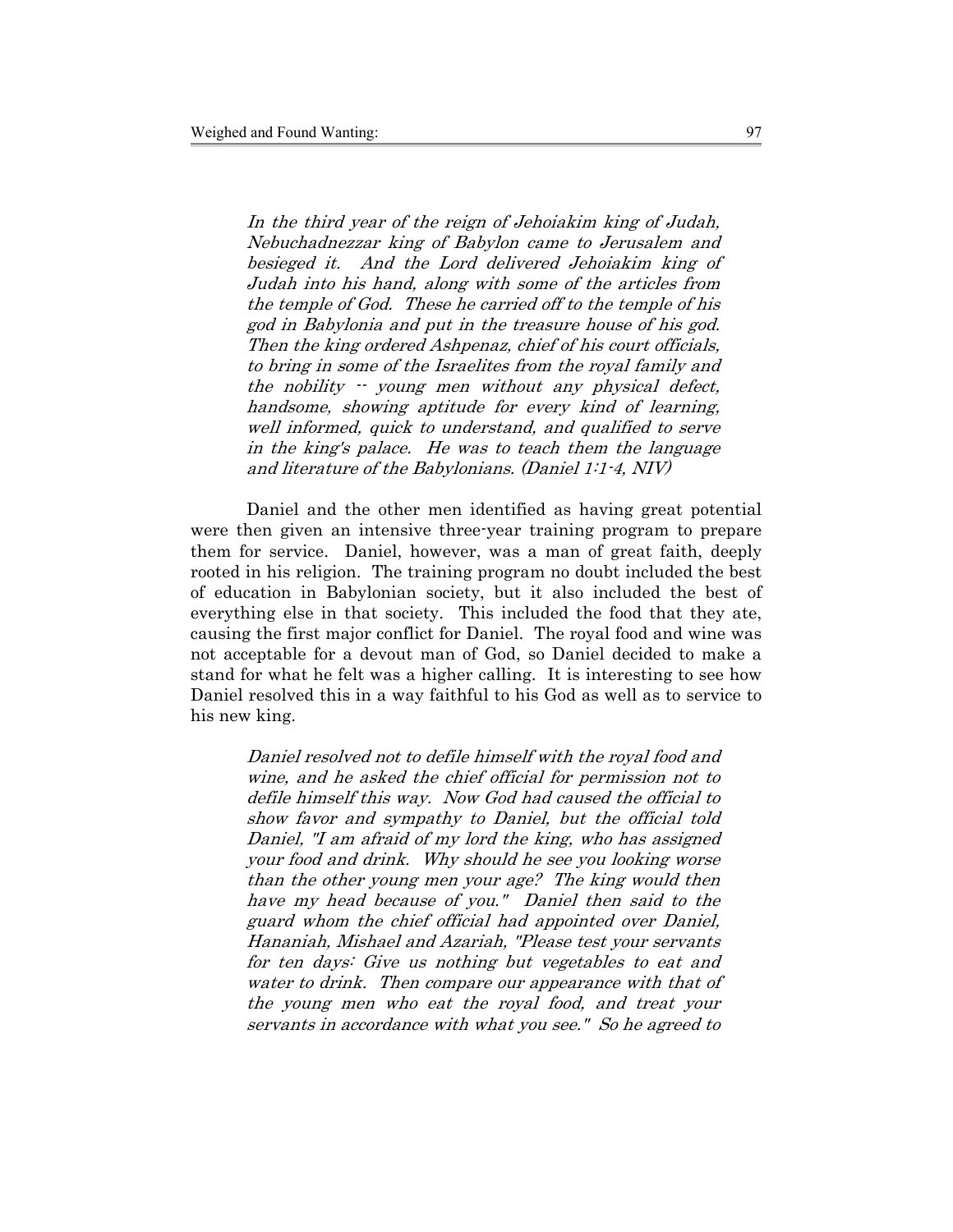> *In the third year of the reign of Jehoiakim king of Judah, Nebuchadnezzar king of Babylon came to Jerusalem and besieged it. And the Lord delivered Jehoiakim king of Judah into his hand, along with some of the articles from the temple of God. These he carried off to the temple of his god in Babylonia and put in the treasure house of his god. Then the king ordered Ashpenaz, chief of his court officials, to bring in some of the Israelites from the royal family and the nobility -- young men without any physical defect, handsome, showing aptitude for every kind of learning, well informed, quick to understand, and qualified to serve in the king's palace. He was to teach them the language and literature of the Babylonians. (Daniel 1:1-4, NIV)*

Daniel and the other men identified as having great potential were then given an intensive three-year training program to prepare them for service. Daniel, however, was a man of great faith, deeply rooted in his religion. The training program no doubt included the best of education in Babylonian society, but it also included the best of everything else in that society. This included the food that they ate, causing the first major conflict for Daniel. The royal food and wine was not acceptable for a devout man of God, so Daniel decided to make a stand for what he felt was a higher calling. It is interesting to see how Daniel resolved this in a way faithful to his God as well as to service to his new king.

> *Daniel resolved not to defile himself with the royal food and wine, and he asked the chief official for permission not to defile himself this way. Now God had caused the official to show favor and sympathy to Daniel, but the official told Daniel, "I am afraid of my lord the king, who has assigned your food and drink. Why should he see you looking worse than the other young men your age? The king would then have my head because of you." Daniel then said to the guard whom the chief official had appointed over Daniel, Hananiah, Mishael and Azariah, "Please test your servants for ten days: Give us nothing but vegetables to eat and water to drink. Then compare our appearance with that of the young men who eat the royal food, and treat your servants in accordance with what you see." So he agreed to*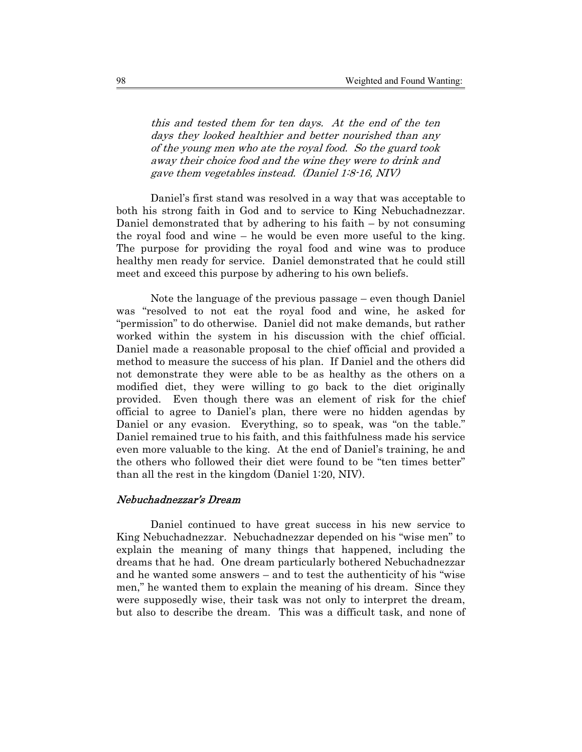*this and tested them for ten days. At the end of the ten days they looked healthier and better nourished than any of the young men who ate the royal food. So the guard took away their choice food and the wine they were to drink and gave them vegetables instead. (Daniel 1:8-16, NIV)*

Daniel's first stand was resolved in a way that was acceptable to both his strong faith in God and to service to King Nebuchadnezzar. Daniel demonstrated that by adhering to his faith – by not consuming the royal food and wine – he would be even more useful to the king. The purpose for providing the royal food and wine was to produce healthy men ready for service. Daniel demonstrated that he could still meet and exceed this purpose by adhering to his own beliefs.

Note the language of the previous passage – even though Daniel was "resolved to not eat the royal food and wine, he asked for "permission" to do otherwise. Daniel did not make demands, but rather worked within the system in his discussion with the chief official. Daniel made a reasonable proposal to the chief official and provided a method to measure the success of his plan. If Daniel and the others did not demonstrate they were able to be as healthy as the others on a modified diet, they were willing to go back to the diet originally provided. Even though there was an element of risk for the chief official to agree to Daniel's plan, there were no hidden agendas by Daniel or any evasion. Everything, so to speak, was "on the table." Daniel remained true to his faith, and this faithfulness made his service even more valuable to the king. At the end of Daniel's training, he and the others who followed their diet were found to be "ten times better" than all the rest in the kingdom (Daniel 1:20, NIV).

### *Nebuchadnezzar's Dream*

Daniel continued to have great success in his new service to King Nebuchadnezzar. Nebuchadnezzar depended on his "wise men" to explain the meaning of many things that happened, including the dreams that he had. One dream particularly bothered Nebuchadnezzar and he wanted some answers – and to test the authenticity of his "wise men," he wanted them to explain the meaning of his dream. Since they were supposedly wise, their task was not only to interpret the dream, but also to describe the dream. This was a difficult task, and none of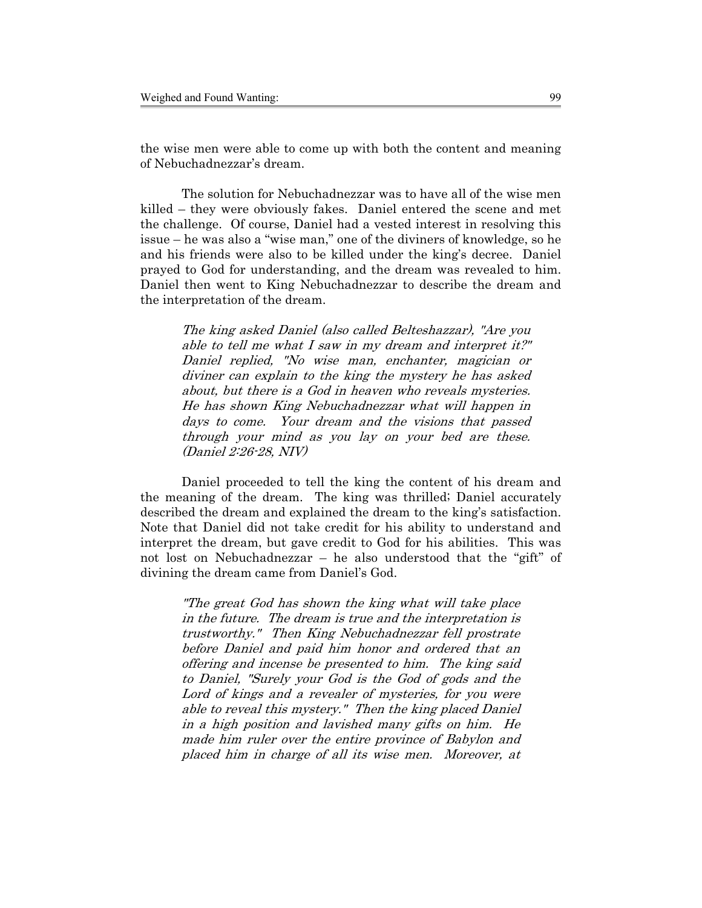the wise men were able to come up with both the content and meaning of Nebuchadnezzar's dream.

The solution for Nebuchadnezzar was to have all of the wise men killed – they were obviously fakes. Daniel entered the scene and met the challenge. Of course, Daniel had a vested interest in resolving this issue – he was also a "wise man," one of the diviners of knowledge, so he and his friends were also to be killed under the king's decree. Daniel prayed to God for understanding, and the dream was revealed to him. Daniel then went to King Nebuchadnezzar to describe the dream and the interpretation of the dream.

> *The king asked Daniel (also called Belteshazzar), "Are you able to tell me what I saw in my dream and interpret it?" Daniel replied, "No wise man, enchanter, magician or diviner can explain to the king the mystery he has asked about, but there is a God in heaven who reveals mysteries. He has shown King Nebuchadnezzar what will happen in days to come. Your dream and the visions that passed through your mind as you lay on your bed are these. (Daniel 2:26-28, NIV)*

Daniel proceeded to tell the king the content of his dream and the meaning of the dream. The king was thrilled; Daniel accurately described the dream and explained the dream to the king's satisfaction. Note that Daniel did not take credit for his ability to understand and interpret the dream, but gave credit to God for his abilities. This was not lost on Nebuchadnezzar – he also understood that the "gift" of divining the dream came from Daniel's God.

> *"The great God has shown the king what will take place in the future. The dream is true and the interpretation is trustworthy." Then King Nebuchadnezzar fell prostrate before Daniel and paid him honor and ordered that an offering and incense be presented to him. The king said to Daniel, "Surely your God is the God of gods and the Lord of kings and a revealer of mysteries, for you were able to reveal this mystery." Then the king placed Daniel in a high position and lavished many gifts on him. He made him ruler over the entire province of Babylon and placed him in charge of all its wise men. Moreover, at*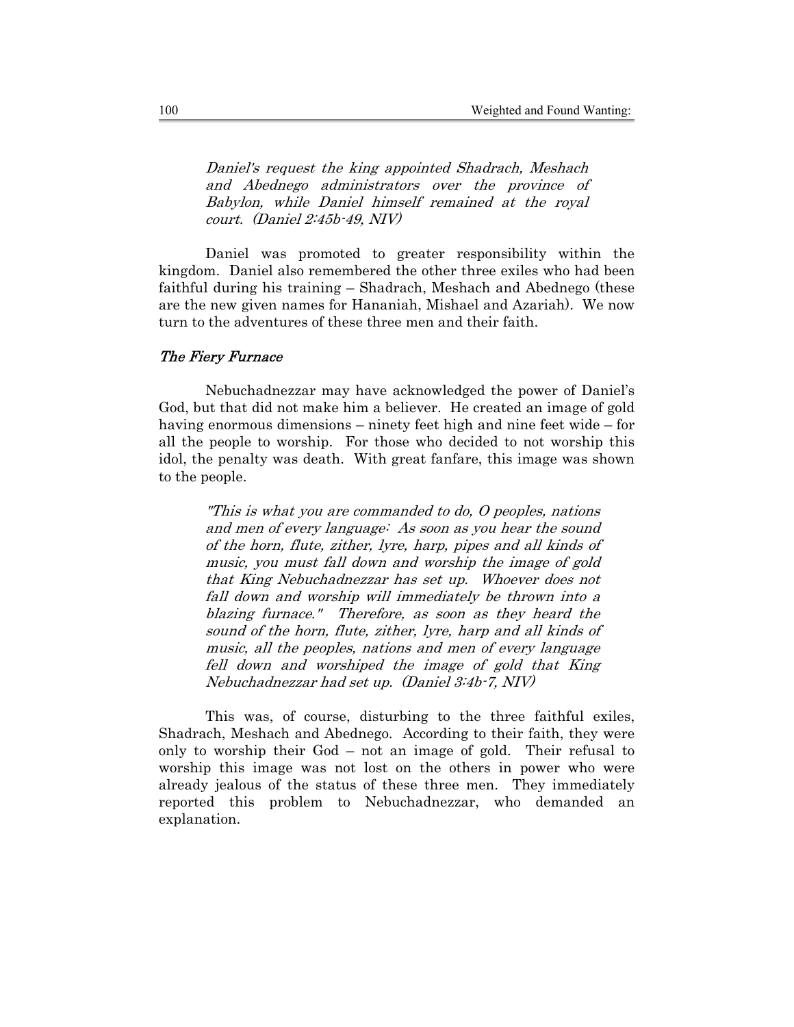*Daniel's request the king appointed Shadrach, Meshach and Abednego administrators over the province of Babylon, while Daniel himself remained at the royal court. (Daniel 2:45b-49, NIV)*

Daniel was promoted to greater responsibility within the kingdom. Daniel also remembered the other three exiles who had been faithful during his training – Shadrach, Meshach and Abednego (these are the new given names for Hananiah, Mishael and Azariah). We now turn to the adventures of these three men and their faith.

### *The Fiery Furnace*

Nebuchadnezzar may have acknowledged the power of Daniel's God, but that did not make him a believer. He created an image of gold having enormous dimensions – ninety feet high and nine feet wide – for all the people to worship. For those who decided to not worship this idol, the penalty was death. With great fanfare, this image was shown to the people.

> *"This is what you are commanded to do, O peoples, nations and men of every language: As soon as you hear the sound of the horn, flute, zither, lyre, harp, pipes and all kinds of music, you must fall down and worship the image of gold that King Nebuchadnezzar has set up. Whoever does not fall down and worship will immediately be thrown into a blazing furnace." Therefore, as soon as they heard the sound of the horn, flute, zither, lyre, harp and all kinds of music, all the peoples, nations and men of every language fell down and worshiped the image of gold that King Nebuchadnezzar had set up. (Daniel 3:4b-7, NIV)*

This was, of course, disturbing to the three faithful exiles, Shadrach, Meshach and Abednego. According to their faith, they were only to worship their God – not an image of gold. Their refusal to worship this image was not lost on the others in power who were already jealous of the status of these three men. They immediately reported this problem to Nebuchadnezzar, who demanded an explanation.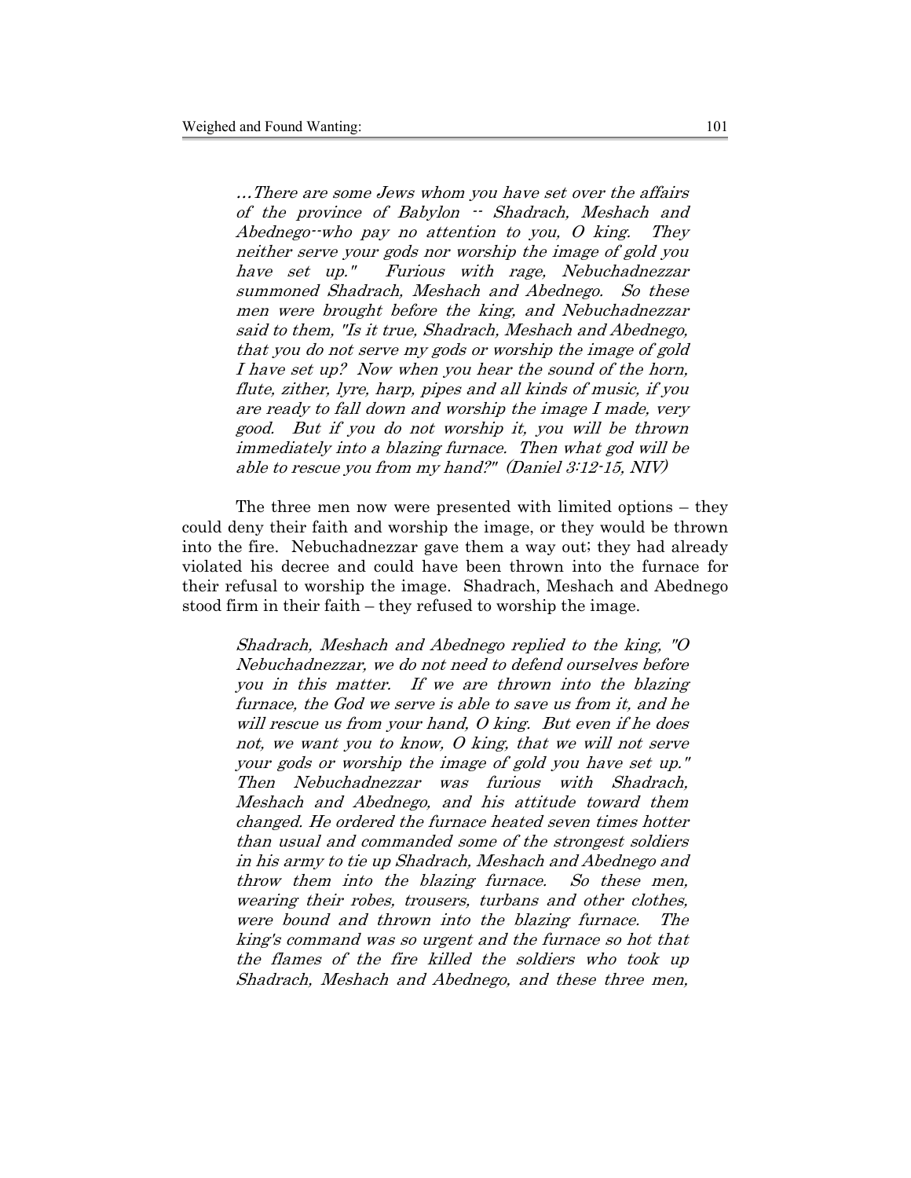> *…There are some Jews whom you have set over the affairs of the province of Babylon -- Shadrach, Meshach and Abednego--who pay no attention to you, O king. They neither serve your gods nor worship the image of gold you have set up." Furious with rage, Nebuchadnezzar summoned Shadrach, Meshach and Abednego. So these men were brought before the king, and Nebuchadnezzar said to them, "Is it true, Shadrach, Meshach and Abednego, that you do not serve my gods or worship the image of gold I have set up? Now when you hear the sound of the horn, flute, zither, lyre, harp, pipes and all kinds of music, if you are ready to fall down and worship the image I made, very good. But if you do not worship it, you will be thrown immediately into a blazing furnace. Then what god will be able to rescue you from my hand?" (Daniel 3:12-15, NIV)*

The three men now were presented with limited options – they could deny their faith and worship the image, or they would be thrown into the fire. Nebuchadnezzar gave them a way out; they had already violated his decree and could have been thrown into the furnace for their refusal to worship the image. Shadrach, Meshach and Abednego stood firm in their faith – they refused to worship the image.

> *Shadrach, Meshach and Abednego replied to the king, "O Nebuchadnezzar, we do not need to defend ourselves before you in this matter. If we are thrown into the blazing furnace, the God we serve is able to save us from it, and he will rescue us from your hand, O king. But even if he does not, we want you to know, O king, that we will not serve your gods or worship the image of gold you have set up." Then Nebuchadnezzar was furious with Shadrach, Meshach and Abednego, and his attitude toward them changed. He ordered the furnace heated seven times hotter than usual and commanded some of the strongest soldiers in his army to tie up Shadrach, Meshach and Abednego and throw them into the blazing furnace. So these men, wearing their robes, trousers, turbans and other clothes, were bound and thrown into the blazing furnace. The king's command was so urgent and the furnace so hot that the flames of the fire killed the soldiers who took up Shadrach, Meshach and Abednego, and these three men,*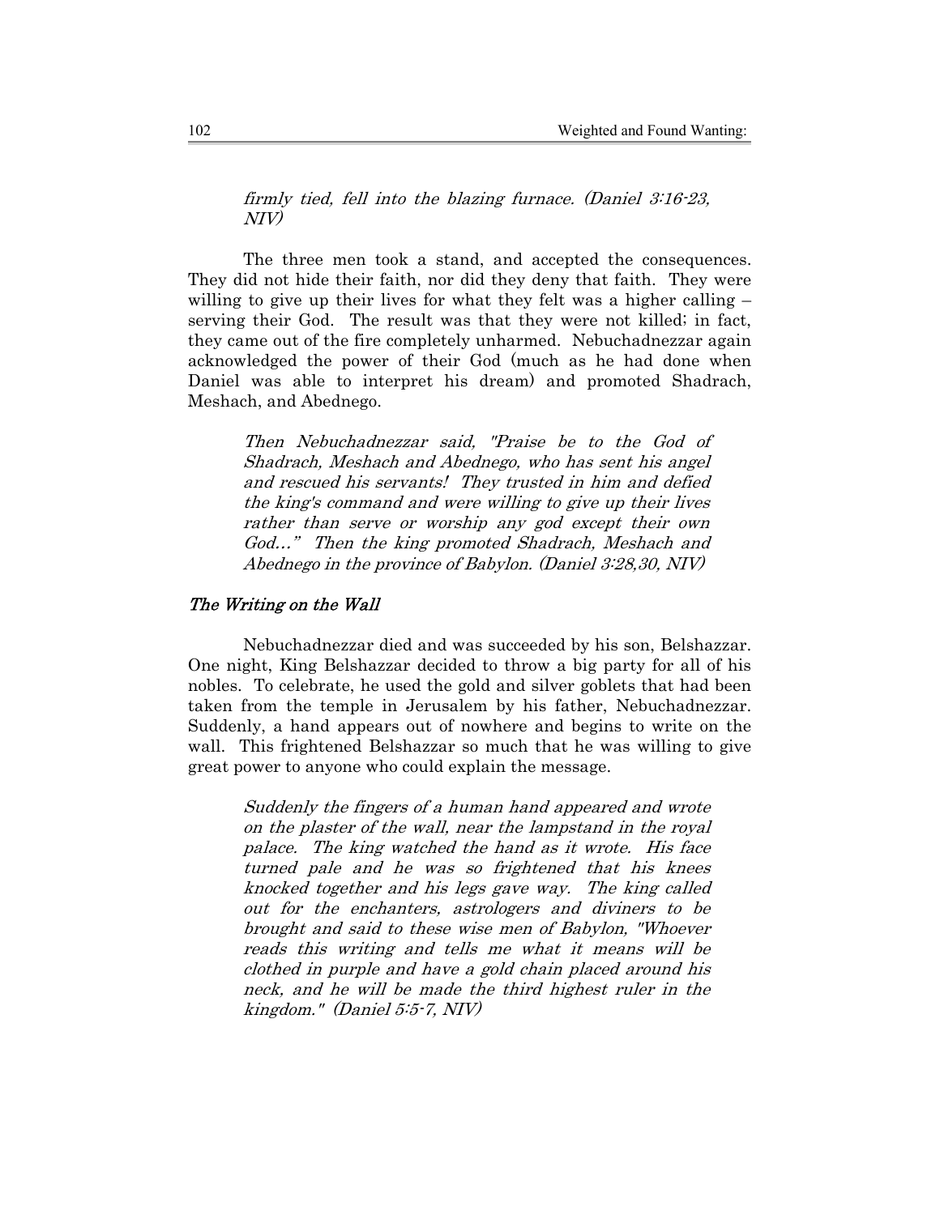*firmly tied, fell into the blazing furnace. (Daniel 3:16-23, NIV)*

The three men took a stand, and accepted the consequences. They did not hide their faith, nor did they deny that faith. They were willing to give up their lives for what they felt was a higher calling – serving their God. The result was that they were not killed; in fact, they came out of the fire completely unharmed. Nebuchadnezzar again acknowledged the power of their God (much as he had done when Daniel was able to interpret his dream) and promoted Shadrach, Meshach, and Abednego.

> *Then Nebuchadnezzar said, "Praise be to the God of Shadrach, Meshach and Abednego, who has sent his angel and rescued his servants! They trusted in him and defied the king's command and were willing to give up their lives rather than serve or worship any god except their own God…" Then the king promoted Shadrach, Meshach and Abednego in the province of Babylon. (Daniel 3:28,30, NIV)*

### *The Writing on the Wall*

Nebuchadnezzar died and was succeeded by his son, Belshazzar. One night, King Belshazzar decided to throw a big party for all of his nobles. To celebrate, he used the gold and silver goblets that had been taken from the temple in Jerusalem by his father, Nebuchadnezzar. Suddenly, a hand appears out of nowhere and begins to write on the wall. This frightened Belshazzar so much that he was willing to give great power to anyone who could explain the message.

> *Suddenly the fingers of a human hand appeared and wrote on the plaster of the wall, near the lampstand in the royal palace. The king watched the hand as it wrote. His face turned pale and he was so frightened that his knees knocked together and his legs gave way. The king called out for the enchanters, astrologers and diviners to be brought and said to these wise men of Babylon, "Whoever reads this writing and tells me what it means will be clothed in purple and have a gold chain placed around his neck, and he will be made the third highest ruler in the kingdom." (Daniel 5:5-7, NIV)*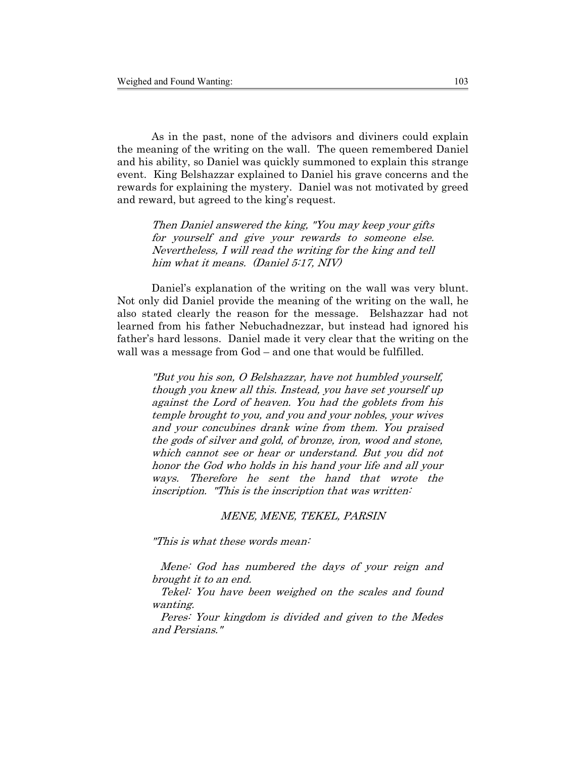As in the past, none of the advisors and diviners could explain the meaning of the writing on the wall. The queen remembered Daniel and his ability, so Daniel was quickly summoned to explain this strange event. King Belshazzar explained to Daniel his grave concerns and the rewards for explaining the mystery. Daniel was not motivated by greed and reward, but agreed to the king's request.

> *Then Daniel answered the king, "You may keep your gifts for yourself and give your rewards to someone else. Nevertheless, I will read the writing for the king and tell him what it means. (Daniel 5:17, NIV)*

Daniel's explanation of the writing on the wall was very blunt. Not only did Daniel provide the meaning of the writing on the wall, he also stated clearly the reason for the message. Belshazzar had not learned from his father Nebuchadnezzar, but instead had ignored his father's hard lessons. Daniel made it very clear that the writing on the wall was a message from God – and one that would be fulfilled.

> *"But you his son, O Belshazzar, have not humbled yourself, though you knew all this. Instead, you have set yourself up against the Lord of heaven. You had the goblets from his temple brought to you, and you and your nobles, your wives and your concubines drank wine from them. You praised the gods of silver and gold, of bronze, iron, wood and stone, which cannot see or hear or understand. But you did not honor the God who holds in his hand your life and all your ways. Therefore he sent the hand that wrote the inscription. "This is the inscription that was written:*
>
> *MENE, MENE, TEKEL, PARSIN*
>
> *"This is what these words mean:*
>
> *Mene: God has numbered the days of your reign and brought it to an end.*
>
> *Tekel: You have been weighed on the scales and found wanting.*
>
> *Peres: Your kingdom is divided and given to the Medes and Persians."*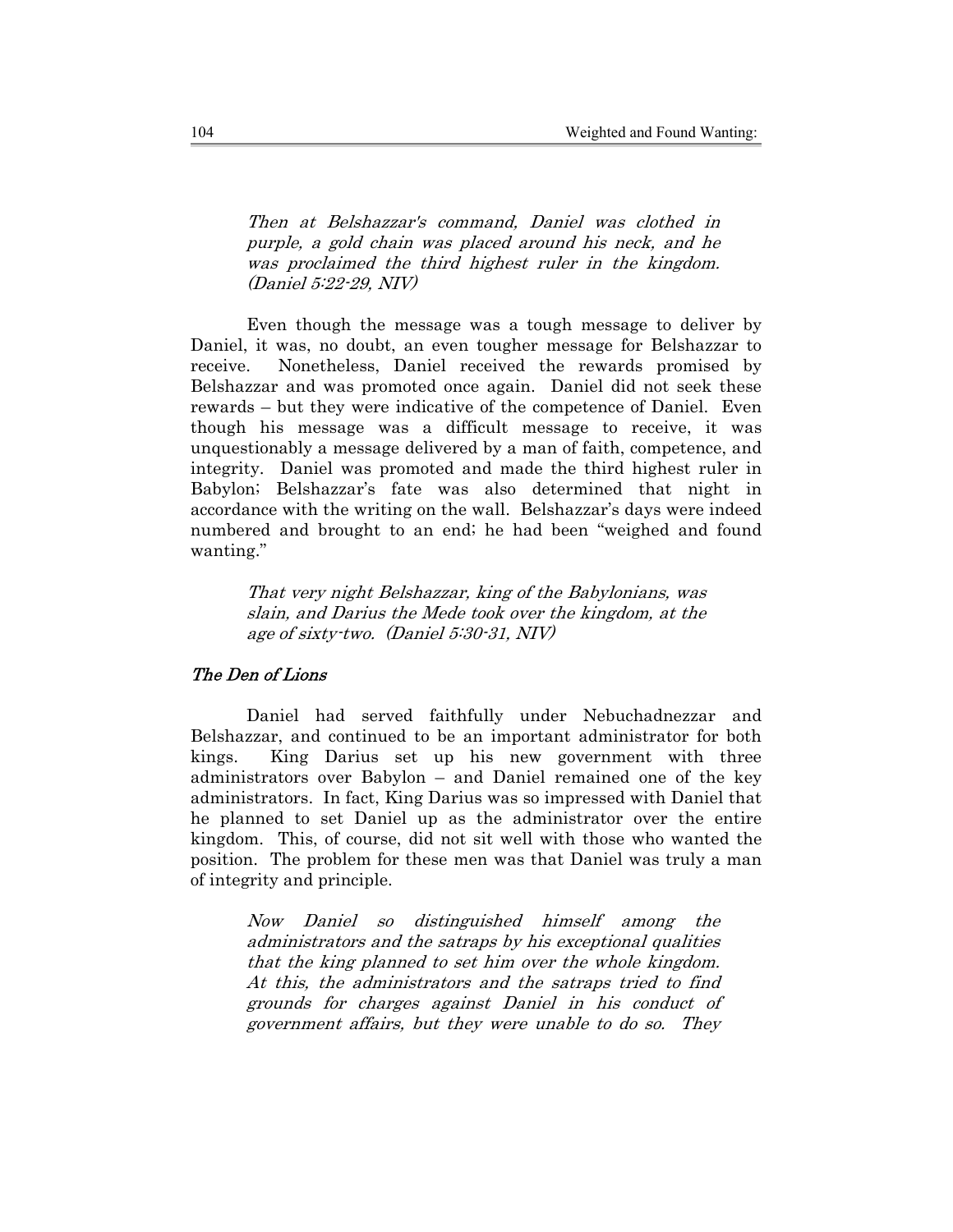*Then at Belshazzar's command, Daniel was clothed in purple, a gold chain was placed around his neck, and he was proclaimed the third highest ruler in the kingdom. (Daniel 5:22-29, NIV)*

Even though the message was a tough message to deliver by Daniel, it was, no doubt, an even tougher message for Belshazzar to receive. Nonetheless, Daniel received the rewards promised by Belshazzar and was promoted once again. Daniel did not seek these rewards – but they were indicative of the competence of Daniel. Even though his message was a difficult message to receive, it was unquestionably a message delivered by a man of faith, competence, and integrity. Daniel was promoted and made the third highest ruler in Babylon; Belshazzar's fate was also determined that night in accordance with the writing on the wall. Belshazzar's days were indeed numbered and brought to an end; he had been "weighed and found wanting."

*That very night Belshazzar, king of the Babylonians, was slain, and Darius the Mede took over the kingdom, at the age of sixty-two. (Daniel 5:30-31, NIV)*

### *The Den of Lions*

Daniel had served faithfully under Nebuchadnezzar and Belshazzar, and continued to be an important administrator for both kings. King Darius set up his new government with three administrators over Babylon – and Daniel remained one of the key administrators. In fact, King Darius was so impressed with Daniel that he planned to set Daniel up as the administrator over the entire kingdom. This, of course, did not sit well with those who wanted the position. The problem for these men was that Daniel was truly a man of integrity and principle.

*Now Daniel so distinguished himself among the administrators and the satraps by his exceptional qualities that the king planned to set him over the whole kingdom. At this, the administrators and the satraps tried to find grounds for charges against Daniel in his conduct of government affairs, but they were unable to do so. They*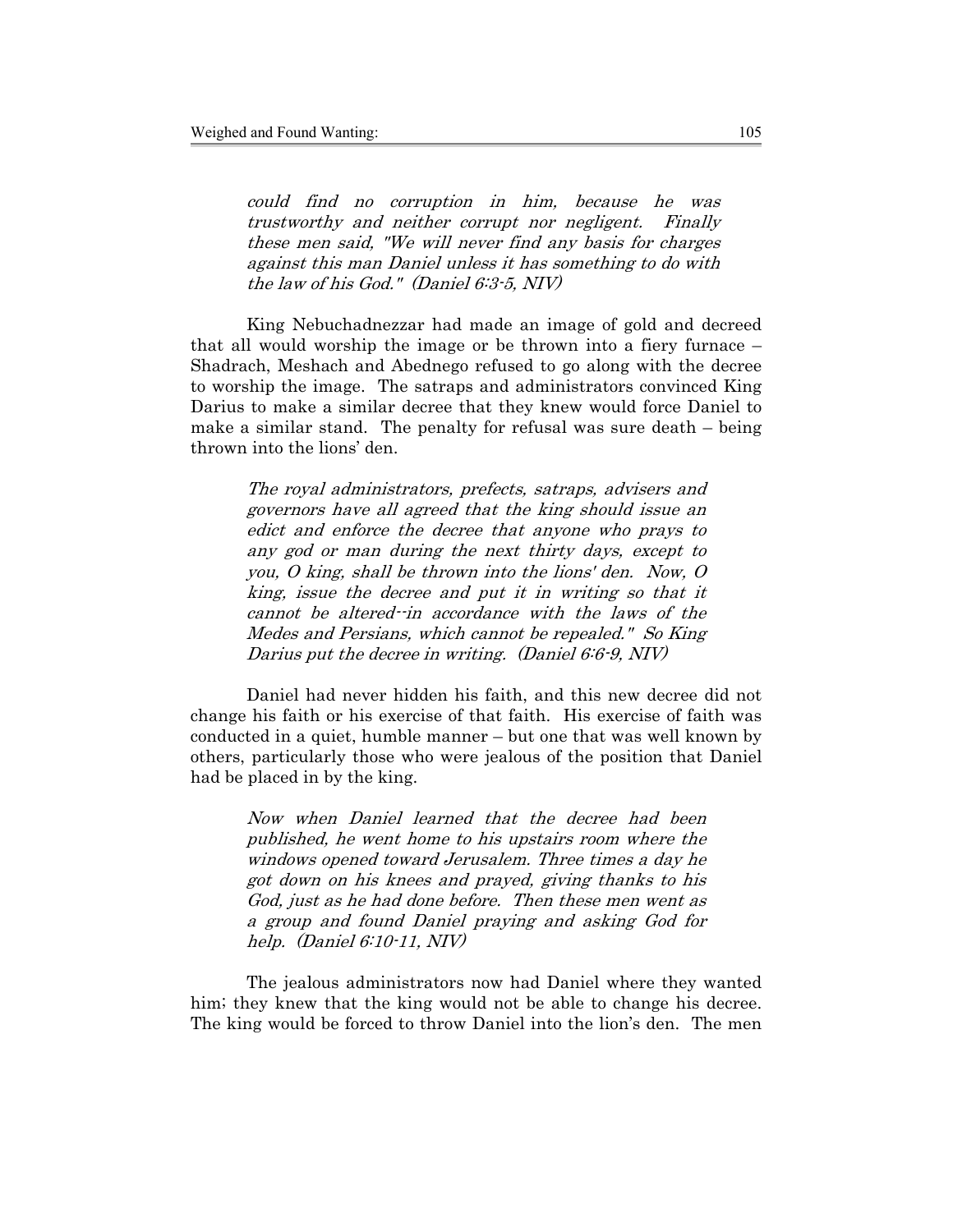*could find no corruption in him, because he was trustworthy and neither corrupt nor negligent. Finally these men said, "We will never find any basis for charges against this man Daniel unless it has something to do with the law of his God." (Daniel 6:3-5, NIV)*

King Nebuchadnezzar had made an image of gold and decreed that all would worship the image or be thrown into a fiery furnace – Shadrach, Meshach and Abednego refused to go along with the decree to worship the image. The satraps and administrators convinced King Darius to make a similar decree that they knew would force Daniel to make a similar stand. The penalty for refusal was sure death – being thrown into the lions' den.

*The royal administrators, prefects, satraps, advisers and governors have all agreed that the king should issue an edict and enforce the decree that anyone who prays to any god or man during the next thirty days, except to you, O king, shall be thrown into the lions' den. Now, O king, issue the decree and put it in writing so that it cannot be altered--in accordance with the laws of the Medes and Persians, which cannot be repealed." So King Darius put the decree in writing. (Daniel 6:6-9, NIV)*

Daniel had never hidden his faith, and this new decree did not change his faith or his exercise of that faith. His exercise of faith was conducted in a quiet, humble manner – but one that was well known by others, particularly those who were jealous of the position that Daniel had be placed in by the king.

*Now when Daniel learned that the decree had been published, he went home to his upstairs room where the windows opened toward Jerusalem. Three times a day he got down on his knees and prayed, giving thanks to his God, just as he had done before. Then these men went as a group and found Daniel praying and asking God for help. (Daniel 6:10-11, NIV)*

The jealous administrators now had Daniel where they wanted him; they knew that the king would not be able to change his decree. The king would be forced to throw Daniel into the lion's den. The men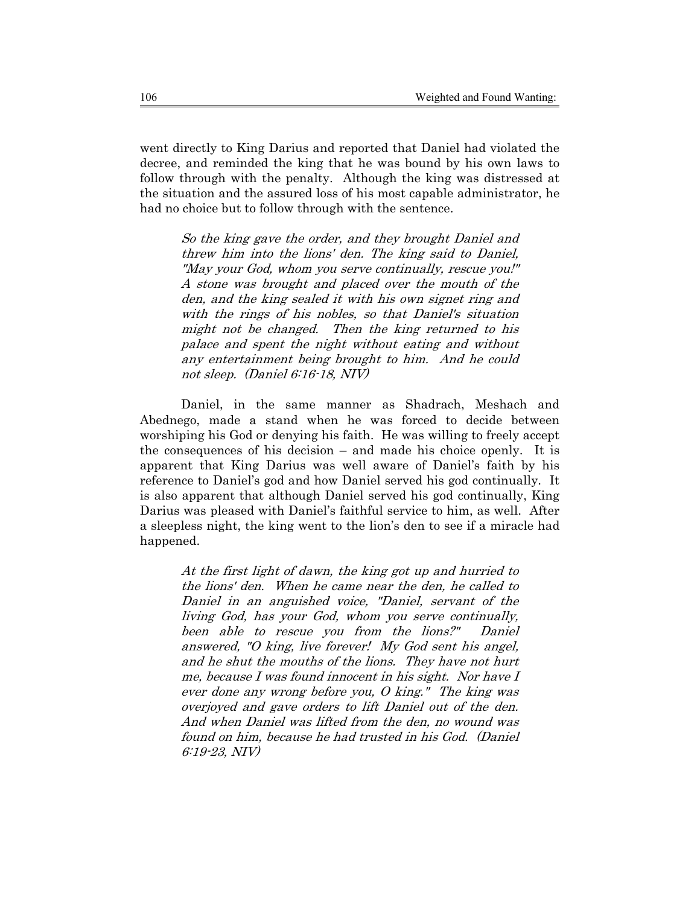went directly to King Darius and reported that Daniel had violated the decree, and reminded the king that he was bound by his own laws to follow through with the penalty. Although the king was distressed at the situation and the assured loss of his most capable administrator, he had no choice but to follow through with the sentence.

> *So the king gave the order, and they brought Daniel and threw him into the lions' den. The king said to Daniel, "May your God, whom you serve continually, rescue you!" A stone was brought and placed over the mouth of the den, and the king sealed it with his own signet ring and with the rings of his nobles, so that Daniel's situation might not be changed. Then the king returned to his palace and spent the night without eating and without any entertainment being brought to him. And he could not sleep. (Daniel 6:16-18, NIV)*

Daniel, in the same manner as Shadrach, Meshach and Abednego, made a stand when he was forced to decide between worshiping his God or denying his faith. He was willing to freely accept the consequences of his decision – and made his choice openly. It is apparent that King Darius was well aware of Daniel's faith by his reference to Daniel's god and how Daniel served his god continually. It is also apparent that although Daniel served his god continually, King Darius was pleased with Daniel's faithful service to him, as well. After a sleepless night, the king went to the lion's den to see if a miracle had happened.

> *At the first light of dawn, the king got up and hurried to the lions' den. When he came near the den, he called to Daniel in an anguished voice, "Daniel, servant of the living God, has your God, whom you serve continually, been able to rescue you from the lions?" Daniel answered, "O king, live forever! My God sent his angel, and he shut the mouths of the lions. They have not hurt me, because I was found innocent in his sight. Nor have I ever done any wrong before you, O king." The king was overjoyed and gave orders to lift Daniel out of the den. And when Daniel was lifted from the den, no wound was found on him, because he had trusted in his God. (Daniel 6:19-23, NIV)*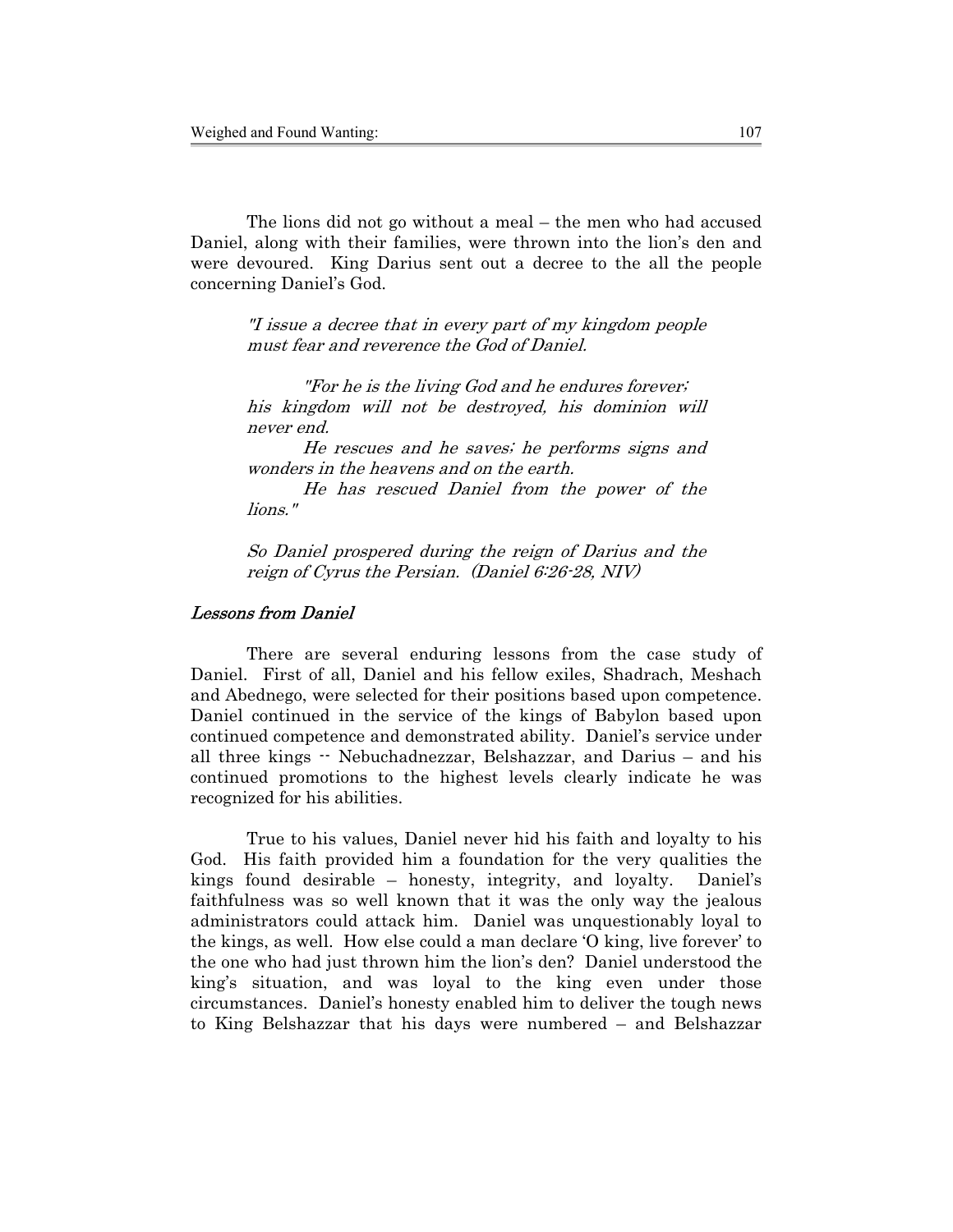The lions did not go without a meal – the men who had accused Daniel, along with their families, were thrown into the lion's den and were devoured. King Darius sent out a decree to the all the people concerning Daniel's God.

> *"I issue a decree that in every part of my kingdom people must fear and reverence the God of Daniel.*
>
> *"For he is the living God and he endures forever; his kingdom will not be destroyed, his dominion will never end.*
>
> *He rescues and he saves; he performs signs and wonders in the heavens and on the earth.*
>
> *He has rescued Daniel from the power of the lions."*
>
> *So Daniel prospered during the reign of Darius and the reign of Cyrus the Persian. (Daniel 6:26-28, NIV)*

### *Lessons from Daniel*

There are several enduring lessons from the case study of Daniel. First of all, Daniel and his fellow exiles, Shadrach, Meshach and Abednego, were selected for their positions based upon competence. Daniel continued in the service of the kings of Babylon based upon continued competence and demonstrated ability. Daniel's service under all three kings -- Nebuchadnezzar, Belshazzar, and Darius – and his continued promotions to the highest levels clearly indicate he was recognized for his abilities.

True to his values, Daniel never hid his faith and loyalty to his God. His faith provided him a foundation for the very qualities the kings found desirable – honesty, integrity, and loyalty. Daniel's faithfulness was so well known that it was the only way the jealous administrators could attack him. Daniel was unquestionably loyal to the kings, as well. How else could a man declare 'O king, live forever' to the one who had just thrown him the lion's den? Daniel understood the king's situation, and was loyal to the king even under those circumstances. Daniel's honesty enabled him to deliver the tough news to King Belshazzar that his days were numbered – and Belshazzar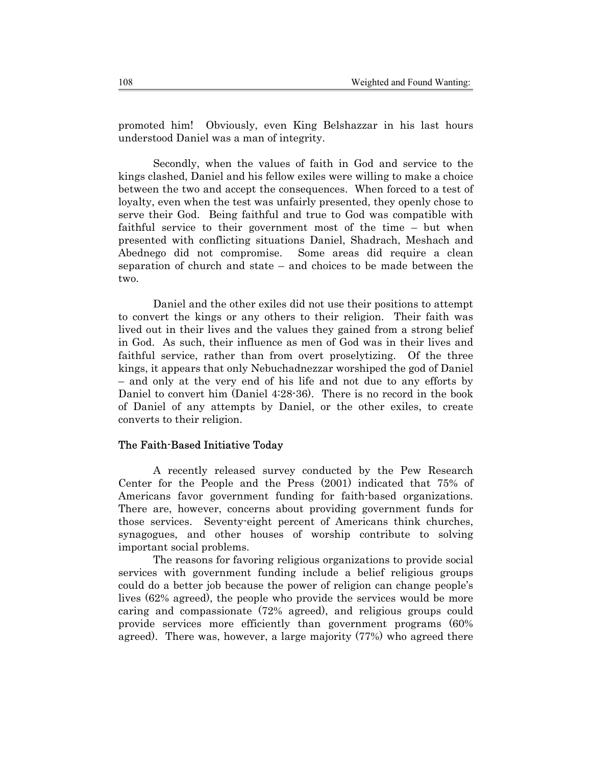promoted him! Obviously, even King Belshazzar in his last hours understood Daniel was a man of integrity.

Secondly, when the values of faith in God and service to the kings clashed, Daniel and his fellow exiles were willing to make a choice between the two and accept the consequences. When forced to a test of loyalty, even when the test was unfairly presented, they openly chose to serve their God. Being faithful and true to God was compatible with faithful service to their government most of the time – but when presented with conflicting situations Daniel, Shadrach, Meshach and Abednego did not compromise. Some areas did require a clean separation of church and state – and choices to be made between the two.

Daniel and the other exiles did not use their positions to attempt to convert the kings or any others to their religion. Their faith was lived out in their lives and the values they gained from a strong belief in God. As such, their influence as men of God was in their lives and faithful service, rather than from overt proselytizing. Of the three kings, it appears that only Nebuchadnezzar worshiped the god of Daniel – and only at the very end of his life and not due to any efforts by Daniel to convert him (Daniel 4:28-36). There is no record in the book of Daniel of any attempts by Daniel, or the other exiles, to create converts to their religion.

### The Faith-Based Initiative Today

A recently released survey conducted by the Pew Research Center for the People and the Press (2001) indicated that 75% of Americans favor government funding for faith-based organizations. There are, however, concerns about providing government funds for those services. Seventy-eight percent of Americans think churches, synagogues, and other houses of worship contribute to solving important social problems.

The reasons for favoring religious organizations to provide social services with government funding include a belief religious groups could do a better job because the power of religion can change people's lives (62% agreed), the people who provide the services would be more caring and compassionate (72% agreed), and religious groups could provide services more efficiently than government programs (60% agreed). There was, however, a large majority (77%) who agreed there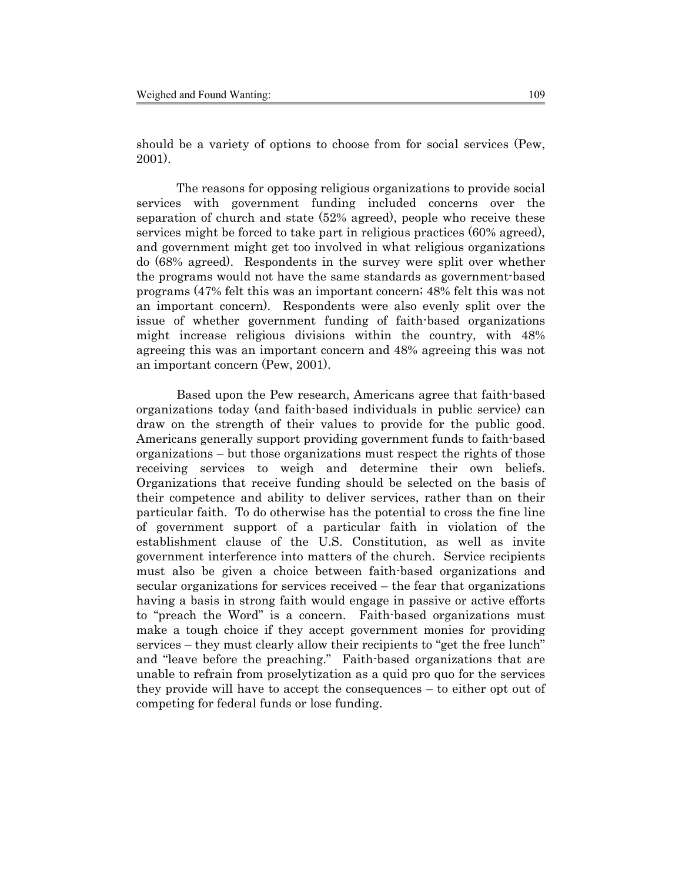should be a variety of options to choose from for social services (Pew, 2001).

The reasons for opposing religious organizations to provide social services with government funding included concerns over the separation of church and state (52% agreed), people who receive these services might be forced to take part in religious practices (60% agreed), and government might get too involved in what religious organizations do (68% agreed). Respondents in the survey were split over whether the programs would not have the same standards as government-based programs (47% felt this was an important concern; 48% felt this was not an important concern). Respondents were also evenly split over the issue of whether government funding of faith-based organizations might increase religious divisions within the country, with 48% agreeing this was an important concern and 48% agreeing this was not an important concern (Pew, 2001).

Based upon the Pew research, Americans agree that faith-based organizations today (and faith-based individuals in public service) can draw on the strength of their values to provide for the public good. Americans generally support providing government funds to faith-based organizations – but those organizations must respect the rights of those receiving services to weigh and determine their own beliefs. Organizations that receive funding should be selected on the basis of their competence and ability to deliver services, rather than on their particular faith. To do otherwise has the potential to cross the fine line of government support of a particular faith in violation of the establishment clause of the U.S. Constitution, as well as invite government interference into matters of the church. Service recipients must also be given a choice between faith-based organizations and secular organizations for services received – the fear that organizations having a basis in strong faith would engage in passive or active efforts to "preach the Word" is a concern. Faith-based organizations must make a tough choice if they accept government monies for providing services – they must clearly allow their recipients to "get the free lunch" and "leave before the preaching." Faith-based organizations that are unable to refrain from proselytization as a quid pro quo for the services they provide will have to accept the consequences – to either opt out of competing for federal funds or lose funding.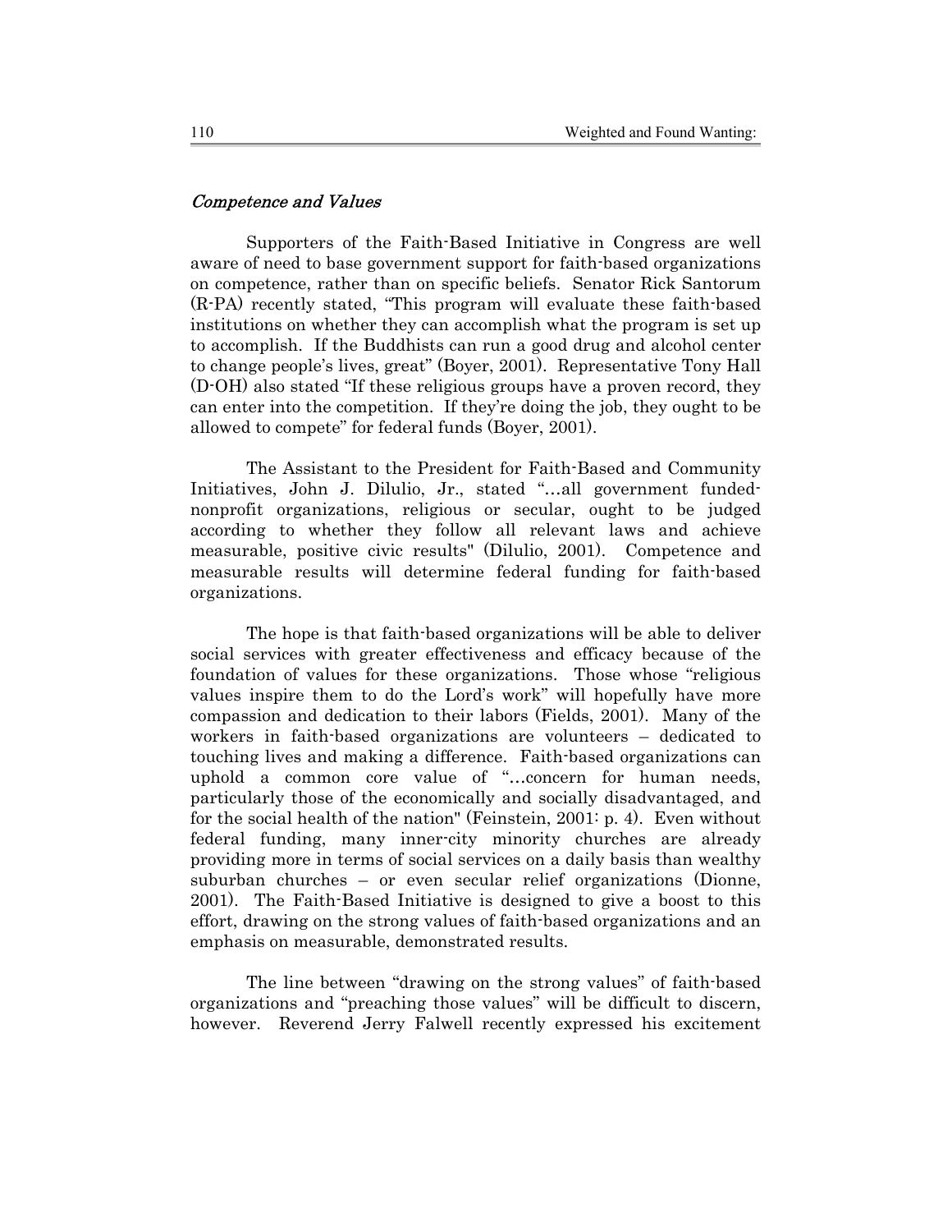### *Competence and Values*

Supporters of the Faith-Based Initiative in Congress are well aware of need to base government support for faith-based organizations on competence, rather than on specific beliefs. Senator Rick Santorum (R-PA) recently stated, "This program will evaluate these faith-based institutions on whether they can accomplish what the program is set up to accomplish. If the Buddhists can run a good drug and alcohol center to change people's lives, great" (Boyer, 2001). Representative Tony Hall (D-OH) also stated "If these religious groups have a proven record, they can enter into the competition. If they're doing the job, they ought to be allowed to compete" for federal funds (Boyer, 2001).

The Assistant to the President for Faith-Based and Community Initiatives, John J. DiIulio, Jr., stated "…all government funded-nonprofit organizations, religious or secular, ought to be judged according to whether they follow all relevant laws and achieve measurable, positive civic results" (DiIulio, 2001). Competence and measurable results will determine federal funding for faith-based organizations.

The hope is that faith-based organizations will be able to deliver social services with greater effectiveness and efficacy because of the foundation of values for these organizations. Those whose "religious values inspire them to do the Lord's work" will hopefully have more compassion and dedication to their labors (Fields, 2001). Many of the workers in faith-based organizations are volunteers – dedicated to touching lives and making a difference. Faith-based organizations can uphold a common core value of "…concern for human needs, particularly those of the economically and socially disadvantaged, and for the social health of the nation" (Feinstein, 2001: p. 4). Even without federal funding, many inner-city minority churches are already providing more in terms of social services on a daily basis than wealthy suburban churches – or even secular relief organizations (Dionne, 2001). The Faith-Based Initiative is designed to give a boost to this effort, drawing on the strong values of faith-based organizations and an emphasis on measurable, demonstrated results.

The line between "drawing on the strong values" of faith-based organizations and "preaching those values" will be difficult to discern, however. Reverend Jerry Falwell recently expressed his excitement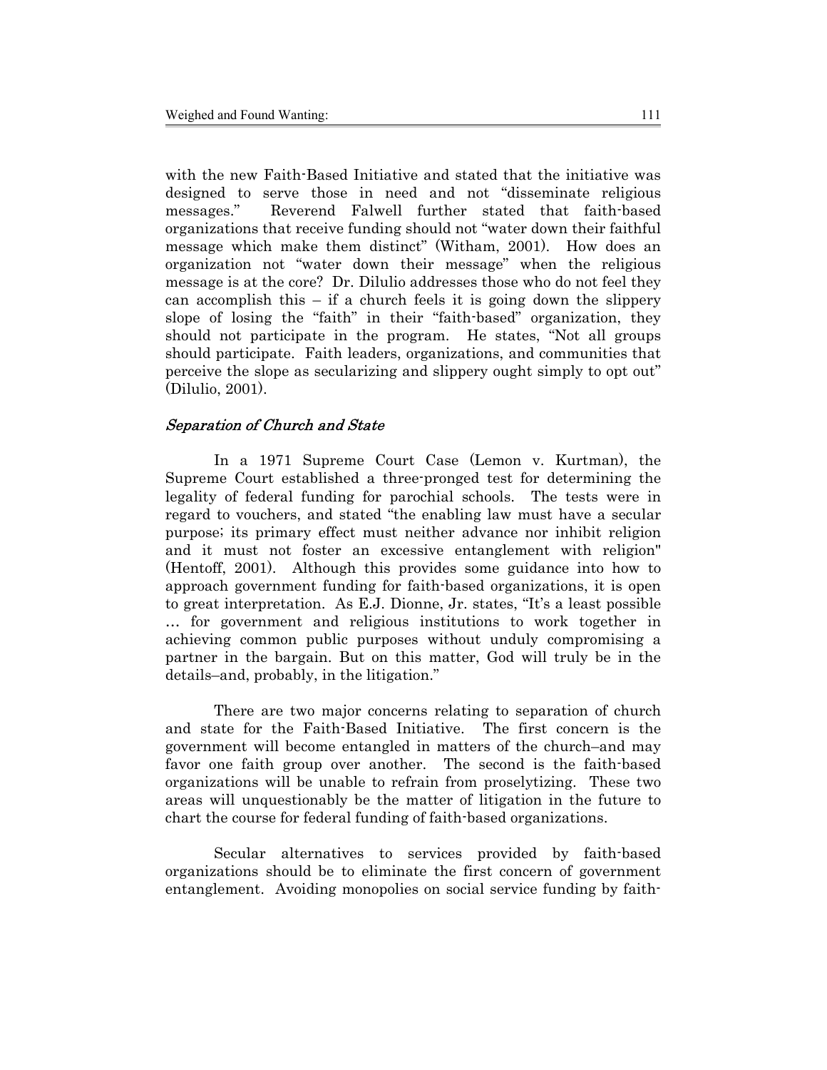with the new Faith-Based Initiative and stated that the initiative was designed to serve those in need and not "disseminate religious messages." Reverend Falwell further stated that faith-based organizations that receive funding should not "water down their faithful message which make them distinct" (Witham, 2001). How does an organization not "water down their message" when the religious message is at the core? Dr. Dilulio addresses those who do not feel they can accomplish this – if a church feels it is going down the slippery slope of losing the "faith" in their "faith-based" organization, they should not participate in the program. He states, "Not all groups should participate. Faith leaders, organizations, and communities that perceive the slope as secularizing and slippery ought simply to opt out" (Dilulio, 2001).

### *Separation of Church and State*

In a 1971 Supreme Court Case (Lemon v. Kurtman), the Supreme Court established a three-pronged test for determining the legality of federal funding for parochial schools. The tests were in regard to vouchers, and stated "the enabling law must have a secular purpose; its primary effect must neither advance nor inhibit religion and it must not foster an excessive entanglement with religion" (Hentoff, 2001). Although this provides some guidance into how to approach government funding for faith-based organizations, it is open to great interpretation. As E.J. Dionne, Jr. states, "It's a least possible … for government and religious institutions to work together in achieving common public purposes without unduly compromising a partner in the bargain. But on this matter, God will truly be in the details–and, probably, in the litigation."

There are two major concerns relating to separation of church and state for the Faith-Based Initiative. The first concern is the government will become entangled in matters of the church–and may favor one faith group over another. The second is the faith-based organizations will be unable to refrain from proselytizing. These two areas will unquestionably be the matter of litigation in the future to chart the course for federal funding of faith-based organizations.

Secular alternatives to services provided by faith-based organizations should be to eliminate the first concern of government entanglement. Avoiding monopolies on social service funding by faith-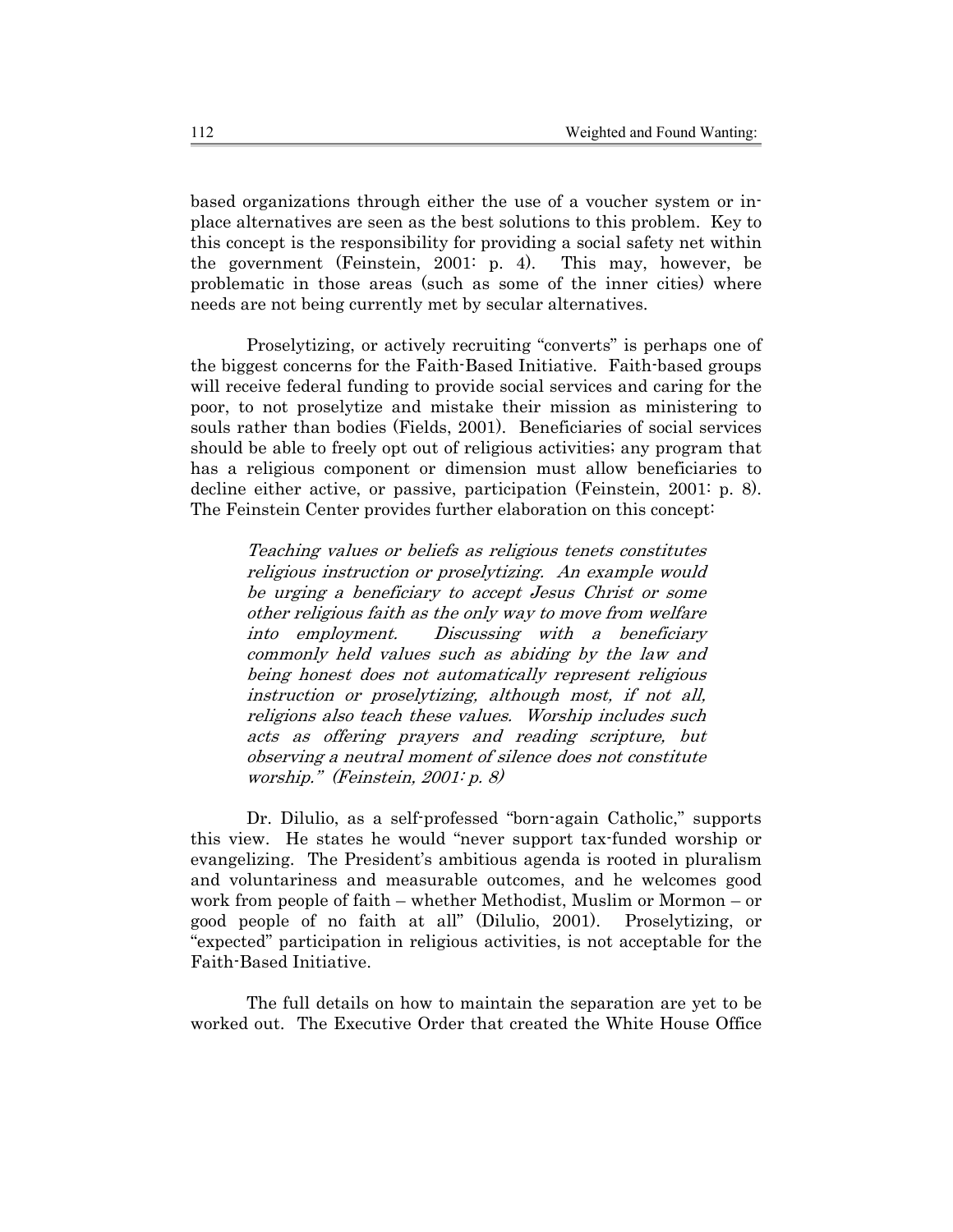based organizations through either the use of a voucher system or in-place alternatives are seen as the best solutions to this problem. Key to this concept is the responsibility for providing a social safety net within the government (Feinstein, 2001: p. 4). This may, however, be problematic in those areas (such as some of the inner cities) where needs are not being currently met by secular alternatives.

Proselytizing, or actively recruiting "converts" is perhaps one of the biggest concerns for the Faith-Based Initiative. Faith-based groups will receive federal funding to provide social services and caring for the poor, to not proselytize and mistake their mission as ministering to souls rather than bodies (Fields, 2001). Beneficiaries of social services should be able to freely opt out of religious activities; any program that has a religious component or dimension must allow beneficiaries to decline either active, or passive, participation (Feinstein, 2001: p. 8). The Feinstein Center provides further elaboration on this concept:

> *Teaching values or beliefs as religious tenets constitutes religious instruction or proselytizing. An example would be urging a beneficiary to accept Jesus Christ or some other religious faith as the only way to move from welfare into employment. Discussing with a beneficiary commonly held values such as abiding by the law and being honest does not automatically represent religious instruction or proselytizing, although most, if not all, religions also teach these values. Worship includes such acts as offering prayers and reading scripture, but observing a neutral moment of silence does not constitute worship." (Feinstein, 2001: p. 8)*

Dr. DiIulio, as a self-professed "born-again Catholic," supports this view. He states he would "never support tax-funded worship or evangelizing. The President's ambitious agenda is rooted in pluralism and voluntariness and measurable outcomes, and he welcomes good work from people of faith – whether Methodist, Muslim or Mormon – or good people of no faith at all" (DiIulio, 2001). Proselytizing, or "expected" participation in religious activities, is not acceptable for the Faith-Based Initiative.

The full details on how to maintain the separation are yet to be worked out. The Executive Order that created the White House Office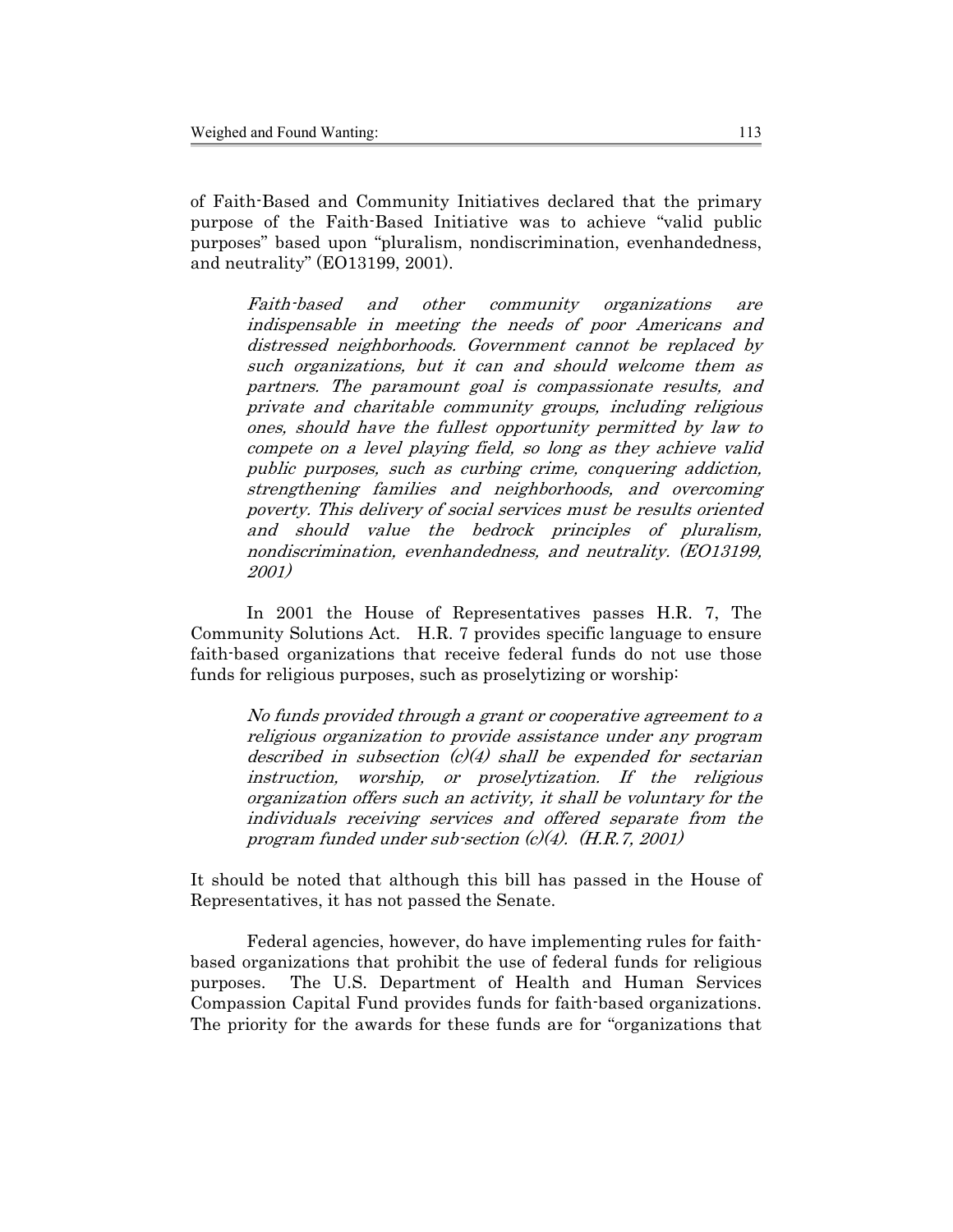of Faith-Based and Community Initiatives declared that the primary purpose of the Faith-Based Initiative was to achieve "valid public purposes" based upon "pluralism, nondiscrimination, evenhandedness, and neutrality" (EO13199, 2001).

> *Faith-based and other community organizations are indispensable in meeting the needs of poor Americans and distressed neighborhoods. Government cannot be replaced by such organizations, but it can and should welcome them as partners. The paramount goal is compassionate results, and private and charitable community groups, including religious ones, should have the fullest opportunity permitted by law to compete on a level playing field, so long as they achieve valid public purposes, such as curbing crime, conquering addiction, strengthening families and neighborhoods, and overcoming poverty. This delivery of social services must be results oriented and should value the bedrock principles of pluralism, nondiscrimination, evenhandedness, and neutrality. (EO13199, 2001)*

In 2001 the House of Representatives passes H.R. 7, The Community Solutions Act. H.R. 7 provides specific language to ensure faith-based organizations that receive federal funds do not use those funds for religious purposes, such as proselytizing or worship:

> *No funds provided through a grant or cooperative agreement to a religious organization to provide assistance under any program described in subsection (c)(4) shall be expended for sectarian instruction, worship, or proselytization. If the religious organization offers such an activity, it shall be voluntary for the individuals receiving services and offered separate from the program funded under sub-section (c)(4). (H.R.7, 2001)*

It should be noted that although this bill has passed in the House of Representatives, it has not passed the Senate.

Federal agencies, however, do have implementing rules for faith-based organizations that prohibit the use of federal funds for religious purposes. The U.S. Department of Health and Human Services Compassion Capital Fund provides funds for faith-based organizations. The priority for the awards for these funds are for "organizations that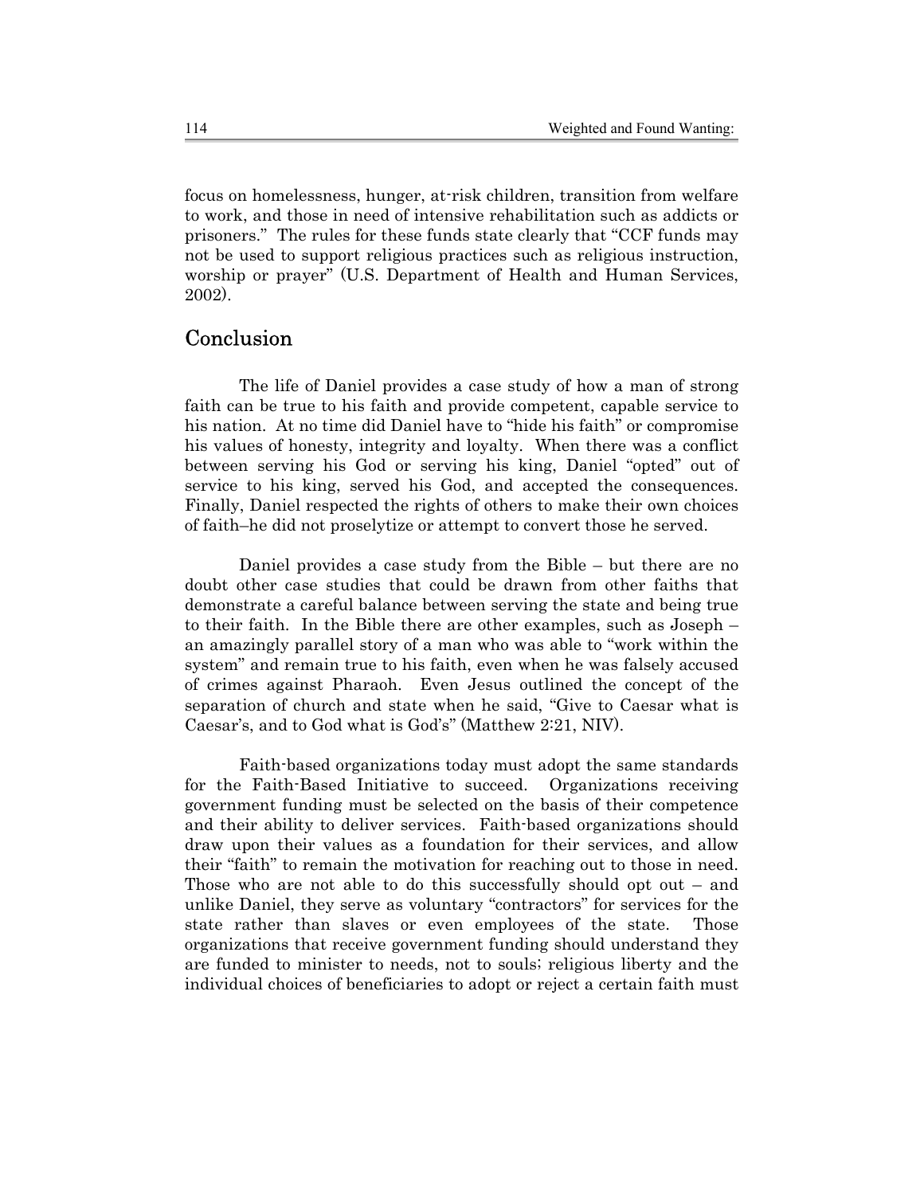focus on homelessness, hunger, at-risk children, transition from welfare to work, and those in need of intensive rehabilitation such as addicts or prisoners." The rules for these funds state clearly that "CCF funds may not be used to support religious practices such as religious instruction, worship or prayer" (U.S. Department of Health and Human Services, 2002).

## Conclusion

The life of Daniel provides a case study of how a man of strong faith can be true to his faith and provide competent, capable service to his nation. At no time did Daniel have to "hide his faith" or compromise his values of honesty, integrity and loyalty. When there was a conflict between serving his God or serving his king, Daniel "opted" out of service to his king, served his God, and accepted the consequences. Finally, Daniel respected the rights of others to make their own choices of faith–he did not proselytize or attempt to convert those he served.

Daniel provides a case study from the Bible – but there are no doubt other case studies that could be drawn from other faiths that demonstrate a careful balance between serving the state and being true to their faith. In the Bible there are other examples, such as Joseph – an amazingly parallel story of a man who was able to "work within the system" and remain true to his faith, even when he was falsely accused of crimes against Pharaoh. Even Jesus outlined the concept of the separation of church and state when he said, "Give to Caesar what is Caesar's, and to God what is God's" (Matthew 2:21, NIV).

Faith-based organizations today must adopt the same standards for the Faith-Based Initiative to succeed. Organizations receiving government funding must be selected on the basis of their competence and their ability to deliver services. Faith-based organizations should draw upon their values as a foundation for their services, and allow their "faith" to remain the motivation for reaching out to those in need. Those who are not able to do this successfully should opt out – and unlike Daniel, they serve as voluntary "contractors" for services for the state rather than slaves or even employees of the state. Those organizations that receive government funding should understand they are funded to minister to needs, not to souls; religious liberty and the individual choices of beneficiaries to adopt or reject a certain faith must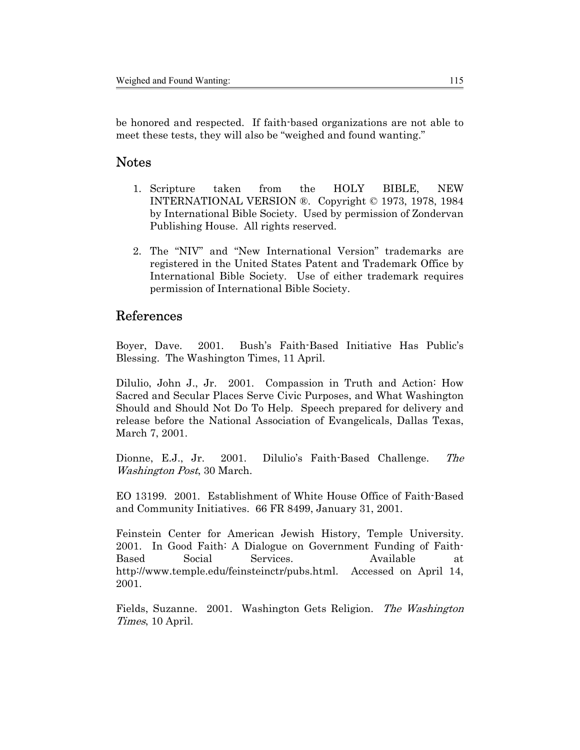be honored and respected. If faith-based organizations are not able to meet these tests, they will also be "weighed and found wanting."

## Notes

1. Scripture taken from the HOLY BIBLE, NEW INTERNATIONAL VERSION ®. Copyright © 1973, 1978, 1984 by International Bible Society. Used by permission of Zondervan Publishing House. All rights reserved.

2. The "NIV" and "New International Version" trademarks are registered in the United States Patent and Trademark Office by International Bible Society. Use of either trademark requires permission of International Bible Society.

## References

Boyer, Dave. 2001. Bush's Faith-Based Initiative Has Public's Blessing. The Washington Times, 11 April.

Dilulio, John J., Jr. 2001. Compassion in Truth and Action: How Sacred and Secular Places Serve Civic Purposes, and What Washington Should and Should Not Do To Help. Speech prepared for delivery and release before the National Association of Evangelicals, Dallas Texas, March 7, 2001.

Dionne, E.J., Jr. 2001. Dilulio's Faith-Based Challenge. *The Washington Post*, 30 March.

EO 13199. 2001. Establishment of White House Office of Faith-Based and Community Initiatives. 66 FR 8499, January 31, 2001.

Feinstein Center for American Jewish History, Temple University. 2001. In Good Faith: A Dialogue on Government Funding of Faith-Based Social Services. Available at http://www.temple.edu/feinsteinctr/pubs.html. Accessed on April 14, 2001.

Fields, Suzanne. 2001. Washington Gets Religion. *The Washington Times*, 10 April.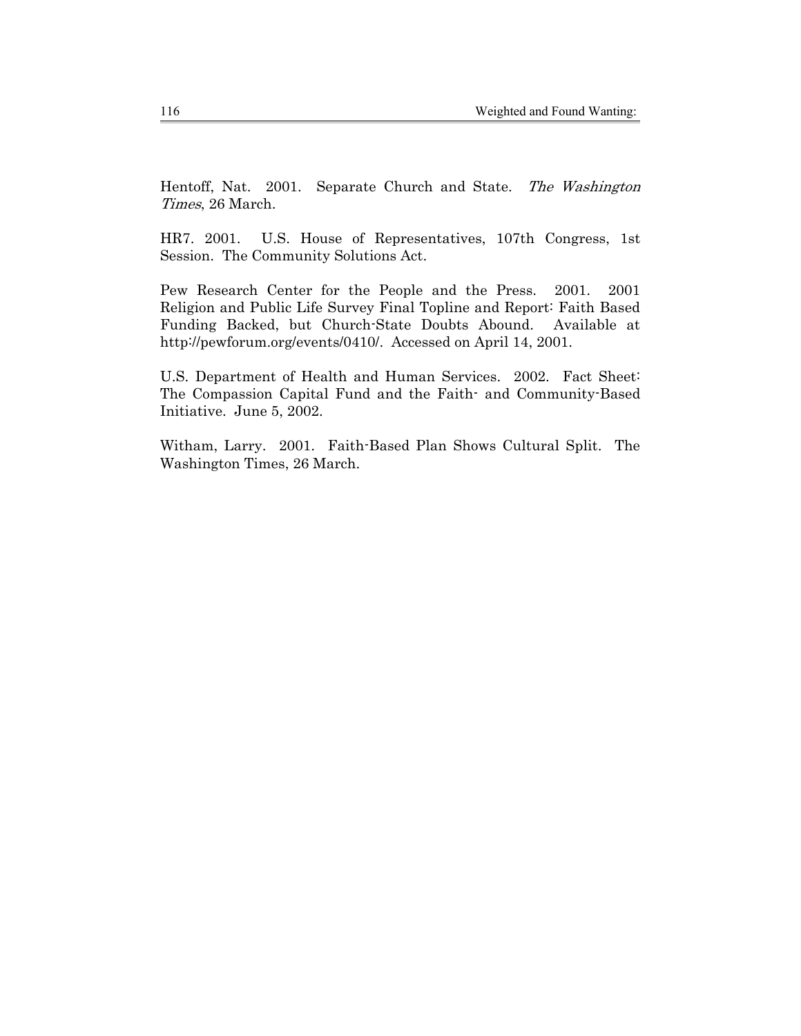Hentoff, Nat. 2001. Separate Church and State. *The Washington Times*, 26 March.

HR7. 2001. U.S. House of Representatives, 107th Congress, 1st Session. The Community Solutions Act.

Pew Research Center for the People and the Press. 2001. 2001 Religion and Public Life Survey Final Topline and Report: Faith Based Funding Backed, but Church-State Doubts Abound. Available at http://pewforum.org/events/0410/. Accessed on April 14, 2001.

U.S. Department of Health and Human Services. 2002. Fact Sheet: The Compassion Capital Fund and the Faith- and Community-Based Initiative. June 5, 2002.

Witham, Larry. 2001. Faith-Based Plan Shows Cultural Split. The Washington Times, 26 March.